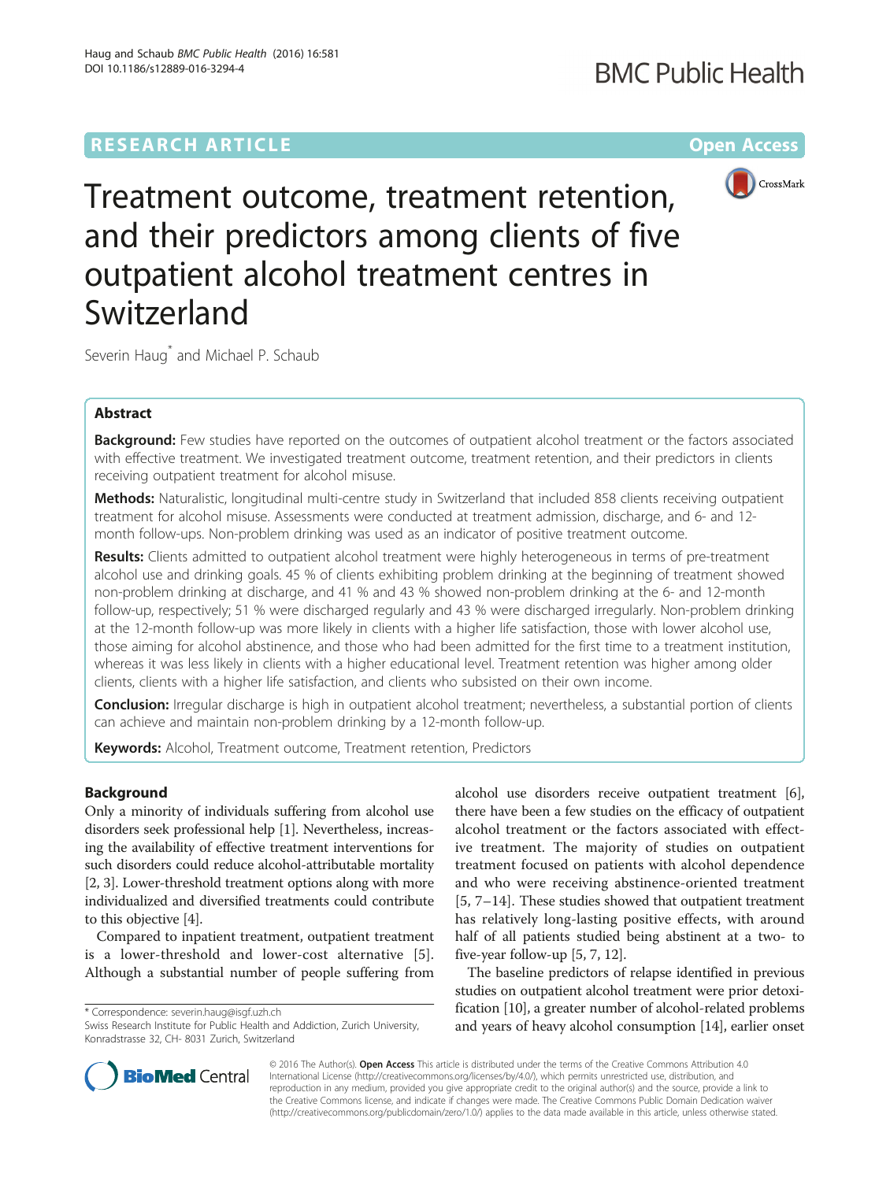RESEARCH ARTICLE

Open Access

# Treatment outcome, treatment retention, and their predictors among clients of five outpatient alcohol treatment centres in Switzerland

Severin Haug* and Michael P. Schaub

## Abstract

**Background:** Few studies have reported on the outcomes of outpatient alcohol treatment or the factors associated with effective treatment. We investigated treatment outcome, treatment retention, and their predictors in clients receiving outpatient treatment for alcohol misuse.

**Methods:** Naturalistic, longitudinal multi-centre study in Switzerland that included 858 clients receiving outpatient treatment for alcohol misuse. Assessments were conducted at treatment admission, discharge, and 6- and 12-month follow-ups. Non-problem drinking was used as an indicator of positive treatment outcome.

**Results:** Clients admitted to outpatient alcohol treatment were highly heterogeneous in terms of pre-treatment alcohol use and drinking goals. 45 % of clients exhibiting problem drinking at the beginning of treatment showed non-problem drinking at discharge, and 41 % and 43 % showed non-problem drinking at the 6- and 12-month follow-up, respectively; 51 % were discharged regularly and 43 % were discharged irregularly. Non-problem drinking at the 12-month follow-up was more likely in clients with a higher life satisfaction, those with lower alcohol use, those aiming for alcohol abstinence, and those who had been admitted for the first time to a treatment institution, whereas it was less likely in clients with a higher educational level. Treatment retention was higher among older clients, clients with a higher life satisfaction, and clients who subsisted on their own income.

**Conclusion:** Irregular discharge is high in outpatient alcohol treatment; nevertheless, a substantial portion of clients can achieve and maintain non-problem drinking by a 12-month follow-up.

**Keywords:** Alcohol, Treatment outcome, Treatment retention, Predictors

## Background

Only a minority of individuals suffering from alcohol use disorders seek professional help [1]. Nevertheless, increasing the availability of effective treatment interventions for such disorders could reduce alcohol-attributable mortality [2, 3]. Lower-threshold treatment options along with more individualized and diversified treatments could contribute to this objective [4].

Compared to inpatient treatment, outpatient treatment is a lower-threshold and lower-cost alternative [5]. Although a substantial number of people suffering from alcohol use disorders receive outpatient treatment [6], there have been a few studies on the efficacy of outpatient alcohol treatment or the factors associated with effective treatment. The majority of studies on outpatient treatment focused on patients with alcohol dependence and who were receiving abstinence-oriented treatment [5, 7–14]. These studies showed that outpatient treatment has relatively long-lasting positive effects, with around half of all patients studied being abstinent at a two- to five-year follow-up [5, 7, 12].

The baseline predictors of relapse identified in previous studies on outpatient alcohol treatment were prior detoxification [10], a greater number of alcohol-related problems and years of heavy alcohol consumption [14], earlier onset

* Correspondence: severin.haug@isgf.uzh.ch
Swiss Research Institute for Public Health and Addiction, Zurich University, Konradstrasse 32, CH- 8031 Zurich, Switzerland

© 2016 The Author(s). **Open Access** This article is distributed under the terms of the Creative Commons Attribution 4.0 International License (http://creativecommons.org/licenses/by/4.0/), which permits unrestricted use, distribution, and reproduction in any medium, provided you give appropriate credit to the original author(s) and the source, provide a link to the Creative Commons license, and indicate if changes were made. The Creative Commons Public Domain Dedication waiver (http://creativecommons.org/publicdomain/zero/1.0/) applies to the data made available in this article, unless otherwise stated.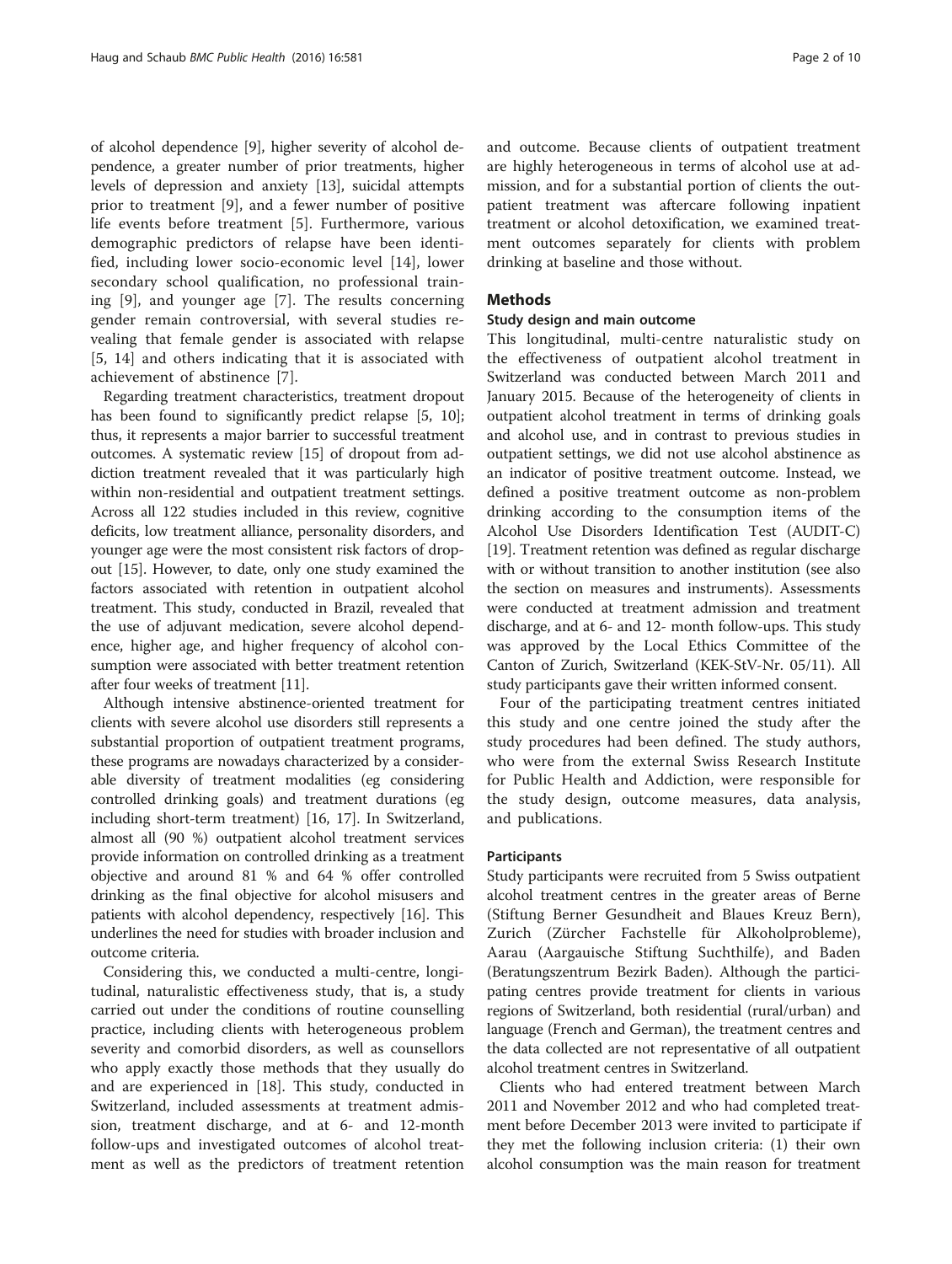of alcohol dependence [9], higher severity of alcohol dependence, a greater number of prior treatments, higher levels of depression and anxiety [13], suicidal attempts prior to treatment [9], and a fewer number of positive life events before treatment [5]. Furthermore, various demographic predictors of relapse have been identified, including lower socio-economic level [14], lower secondary school qualification, no professional training [9], and younger age [7]. The results concerning gender remain controversial, with several studies revealing that female gender is associated with relapse [5, 14] and others indicating that it is associated with achievement of abstinence [7].

Regarding treatment characteristics, treatment dropout has been found to significantly predict relapse [5, 10]; thus, it represents a major barrier to successful treatment outcomes. A systematic review [15] of dropout from addiction treatment revealed that it was particularly high within non-residential and outpatient treatment settings. Across all 122 studies included in this review, cognitive deficits, low treatment alliance, personality disorders, and younger age were the most consistent risk factors of dropout [15]. However, to date, only one study examined the factors associated with retention in outpatient alcohol treatment. This study, conducted in Brazil, revealed that the use of adjuvant medication, severe alcohol dependence, higher age, and higher frequency of alcohol consumption were associated with better treatment retention after four weeks of treatment [11].

Although intensive abstinence-oriented treatment for clients with severe alcohol use disorders still represents a substantial proportion of outpatient treatment programs, these programs are nowadays characterized by a considerable diversity of treatment modalities (eg considering controlled drinking goals) and treatment durations (eg including short-term treatment) [16, 17]. In Switzerland, almost all (90 %) outpatient alcohol treatment services provide information on controlled drinking as a treatment objective and around 81 % and 64 % offer controlled drinking as the final objective for alcohol misusers and patients with alcohol dependency, respectively [16]. This underlines the need for studies with broader inclusion and outcome criteria.

Considering this, we conducted a multi-centre, longitudinal, naturalistic effectiveness study, that is, a study carried out under the conditions of routine counselling practice, including clients with heterogeneous problem severity and comorbid disorders, as well as counsellors who apply exactly those methods that they usually do and are experienced in [18]. This study, conducted in Switzerland, included assessments at treatment admission, treatment discharge, and at 6- and 12-month follow-ups and investigated outcomes of alcohol treatment as well as the predictors of treatment retention and outcome. Because clients of outpatient treatment are highly heterogeneous in terms of alcohol use at admission, and for a substantial portion of clients the outpatient treatment was aftercare following inpatient treatment or alcohol detoxification, we examined treatment outcomes separately for clients with problem drinking at baseline and those without.

## Methods

### Study design and main outcome

This longitudinal, multi-centre naturalistic study on the effectiveness of outpatient alcohol treatment in Switzerland was conducted between March 2011 and January 2015. Because of the heterogeneity of clients in outpatient alcohol treatment in terms of drinking goals and alcohol use, and in contrast to previous studies in outpatient settings, we did not use alcohol abstinence as an indicator of positive treatment outcome. Instead, we defined a positive treatment outcome as non-problem drinking according to the consumption items of the Alcohol Use Disorders Identification Test (AUDIT-C) [19]. Treatment retention was defined as regular discharge with or without transition to another institution (see also the section on measures and instruments). Assessments were conducted at treatment admission and treatment discharge, and at 6- and 12- month follow-ups. This study was approved by the Local Ethics Committee of the Canton of Zurich, Switzerland (KEK-StV-Nr. 05/11). All study participants gave their written informed consent.

Four of the participating treatment centres initiated this study and one centre joined the study after the study procedures had been defined. The study authors, who were from the external Swiss Research Institute for Public Health and Addiction, were responsible for the study design, outcome measures, data analysis, and publications.

### Participants

Study participants were recruited from 5 Swiss outpatient alcohol treatment centres in the greater areas of Berne (Stiftung Berner Gesundheit and Blaues Kreuz Bern), Zurich (Zürcher Fachstelle für Alkoholprobleme), Aarau (Aargauische Stiftung Suchthilfe), and Baden (Beratungszentrum Bezirk Baden). Although the participating centres provide treatment for clients in various regions of Switzerland, both residential (rural/urban) and language (French and German), the treatment centres and the data collected are not representative of all outpatient alcohol treatment centres in Switzerland.

Clients who had entered treatment between March 2011 and November 2012 and who had completed treatment before December 2013 were invited to participate if they met the following inclusion criteria: (1) their own alcohol consumption was the main reason for treatment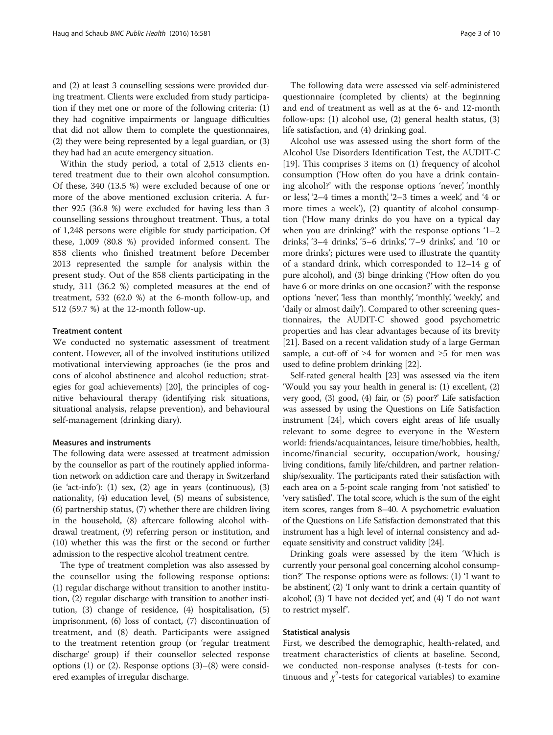and (2) at least 3 counselling sessions were provided during treatment. Clients were excluded from study participation if they met one or more of the following criteria: (1) they had cognitive impairments or language difficulties that did not allow them to complete the questionnaires, (2) they were being represented by a legal guardian, or (3) they had had an acute emergency situation.

Within the study period, a total of 2,513 clients entered treatment due to their own alcohol consumption. Of these, 340 (13.5 %) were excluded because of one or more of the above mentioned exclusion criteria. A further 925 (36.8 %) were excluded for having less than 3 counselling sessions throughout treatment. Thus, a total of 1,248 persons were eligible for study participation. Of these, 1,009 (80.8 %) provided informed consent. The 858 clients who finished treatment before December 2013 represented the sample for analysis within the present study. Out of the 858 clients participating in the study, 311 (36.2 %) completed measures at the end of treatment, 532 (62.0 %) at the 6-month follow-up, and 512 (59.7 %) at the 12-month follow-up.

### Treatment content

We conducted no systematic assessment of treatment content. However, all of the involved institutions utilized motivational interviewing approaches (ie the pros and cons of alcohol abstinence and alcohol reduction; strategies for goal achievements) [20], the principles of cognitive behavioural therapy (identifying risk situations, situational analysis, relapse prevention), and behavioural self-management (drinking diary).

### Measures and instruments

The following data were assessed at treatment admission by the counsellor as part of the routinely applied information network on addiction care and therapy in Switzerland (ie 'act-info'): (1) sex, (2) age in years (continuous), (3) nationality, (4) education level, (5) means of subsistence, (6) partnership status, (7) whether there are children living in the household, (8) aftercare following alcohol withdrawal treatment, (9) referring person or institution, and (10) whether this was the first or the second or further admission to the respective alcohol treatment centre.

The type of treatment completion was also assessed by the counsellor using the following response options: (1) regular discharge without transition to another institution, (2) regular discharge with transition to another institution, (3) change of residence, (4) hospitalisation, (5) imprisonment, (6) loss of contact, (7) discontinuation of treatment, and (8) death. Participants were assigned to the treatment retention group (or 'regular treatment discharge' group) if their counsellor selected response options (1) or (2). Response options (3)–(8) were considered examples of irregular discharge.

The following data were assessed via self-administered questionnaire (completed by clients) at the beginning and end of treatment as well as at the 6- and 12-month follow-ups: (1) alcohol use, (2) general health status, (3) life satisfaction, and (4) drinking goal.

Alcohol use was assessed using the short form of the Alcohol Use Disorders Identification Test, the AUDIT-C [19]. This comprises 3 items on (1) frequency of alcohol consumption ('How often do you have a drink containing alcohol?' with the response options 'never', 'monthly or less', '2–4 times a month', '2–3 times a week', and '4 or more times a week'), (2) quantity of alcohol consumption ('How many drinks do you have on a typical day when you are drinking?' with the response options '1–2 drinks', '3–4 drinks', '5–6 drinks', '7–9 drinks', and '10 or more drinks'; pictures were used to illustrate the quantity of a standard drink, which corresponded to 12–14 g of pure alcohol), and (3) binge drinking ('How often do you have 6 or more drinks on one occasion?' with the response options 'never', 'less than monthly', 'monthly', 'weekly', and 'daily or almost daily'). Compared to other screening questionnaires, the AUDIT-C showed good psychometric properties and has clear advantages because of its brevity [21]. Based on a recent validation study of a large German sample, a cut-off of ≥4 for women and ≥5 for men was used to define problem drinking [22].

Self-rated general health [23] was assessed via the item 'Would you say your health in general is: (1) excellent, (2) very good, (3) good, (4) fair, or (5) poor?' Life satisfaction was assessed by using the Questions on Life Satisfaction instrument [24], which covers eight areas of life usually relevant to some degree to everyone in the Western world: friends/acquaintances, leisure time/hobbies, health, income/financial security, occupation/work, housing/living conditions, family life/children, and partner relationship/sexuality. The participants rated their satisfaction with each area on a 5-point scale ranging from 'not satisfied' to 'very satisfied'. The total score, which is the sum of the eight item scores, ranges from 8–40. A psychometric evaluation of the Questions on Life Satisfaction demonstrated that this instrument has a high level of internal consistency and adequate sensitivity and construct validity [24].

Drinking goals were assessed by the item 'Which is currently your personal goal concerning alcohol consumption?' The response options were as follows: (1) 'I want to be abstinent', (2) 'I only want to drink a certain quantity of alcohol', (3) 'I have not decided yet', and (4) 'I do not want to restrict myself'.

### Statistical analysis

First, we described the demographic, health-related, and treatment characteristics of clients at baseline. Second, we conducted non-response analyses (t-tests for continuous and $\chi^2$-tests for categorical variables) to examine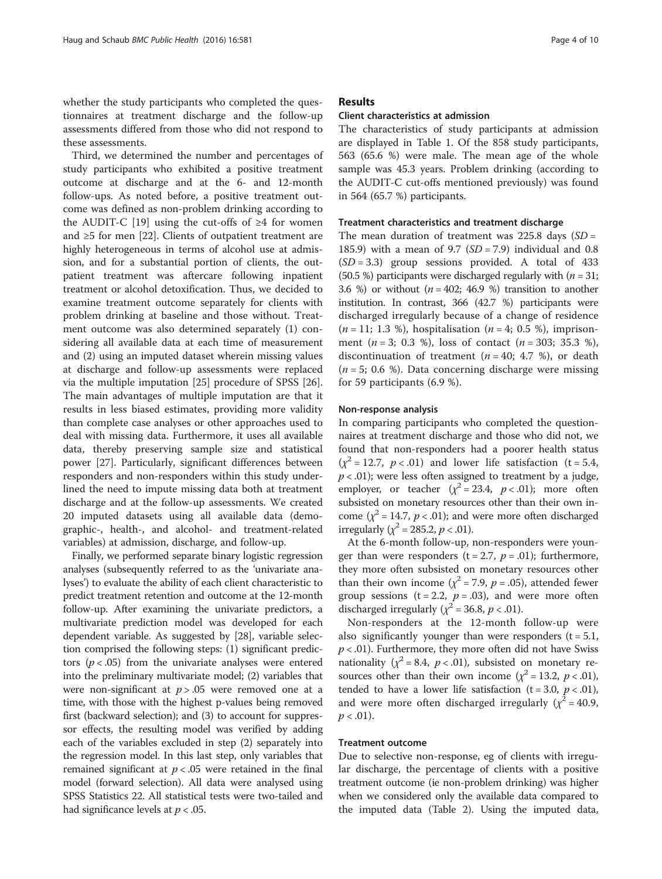whether the study participants who completed the questionnaires at treatment discharge and the follow-up assessments differed from those who did not respond to these assessments.

Third, we determined the number and percentages of study participants who exhibited a positive treatment outcome at discharge and at the 6- and 12-month follow-ups. As noted before, a positive treatment outcome was defined as non-problem drinking according to the AUDIT-C [19] using the cut-offs of ≥4 for women and ≥5 for men [22]. Clients of outpatient treatment are highly heterogeneous in terms of alcohol use at admission, and for a substantial portion of clients, the outpatient treatment was aftercare following inpatient treatment or alcohol detoxification. Thus, we decided to examine treatment outcome separately for clients with problem drinking at baseline and those without. Treatment outcome was also determined separately (1) considering all available data at each time of measurement and (2) using an imputed dataset wherein missing values at discharge and follow-up assessments were replaced via the multiple imputation [25] procedure of SPSS [26]. The main advantages of multiple imputation are that it results in less biased estimates, providing more validity than complete case analyses or other approaches used to deal with missing data. Furthermore, it uses all available data, thereby preserving sample size and statistical power [27]. Particularly, significant differences between responders and non-responders within this study underlined the need to impute missing data both at treatment discharge and at the follow-up assessments. We created 20 imputed datasets using all available data (demographic-, health-, and alcohol- and treatment-related variables) at admission, discharge, and follow-up.

Finally, we performed separate binary logistic regression analyses (subsequently referred to as the 'univariate analyses') to evaluate the ability of each client characteristic to predict treatment retention and outcome at the 12-month follow-up. After examining the univariate predictors, a multivariate prediction model was developed for each dependent variable. As suggested by [28], variable selection comprised the following steps: (1) significant predictors ($p < .05$) from the univariate analyses were entered into the preliminary multivariate model; (2) variables that were non-significant at $p > .05$ were removed one at a time, with those with the highest p-values being removed first (backward selection); and (3) to account for suppressor effects, the resulting model was verified by adding each of the variables excluded in step (2) separately into the regression model. In this last step, only variables that remained significant at $p < .05$ were retained in the final model (forward selection). All data were analysed using SPSS Statistics 22. All statistical tests were two-tailed and had significance levels at $p < .05$.

## Results

### Client characteristics at admission

The characteristics of study participants at admission are displayed in Table 1. Of the 858 study participants, 563 (65.6 %) were male. The mean age of the whole sample was 45.3 years. Problem drinking (according to the AUDIT-C cut-offs mentioned previously) was found in 564 (65.7 %) participants.

### Treatment characteristics and treatment discharge

The mean duration of treatment was 225.8 days (*SD* = 185.9) with a mean of 9.7 (*SD* = 7.9) individual and 0.8 (*SD* = 3.3) group sessions provided. A total of 433 (50.5 %) participants were discharged regularly with (*n* = 31; 3.6 %) or without (*n* = 402; 46.9 %) transition to another institution. In contrast, 366 (42.7 %) participants were discharged irregularly because of a change of residence (*n* = 11; 1.3 %), hospitalisation (*n* = 4; 0.5 %), imprisonment (*n* = 3; 0.3 %), loss of contact (*n* = 303; 35.3 %), discontinuation of treatment (*n* = 40; 4.7 %), or death (*n* = 5; 0.6 %). Data concerning discharge were missing for 59 participants (6.9 %).

### Non-response analysis

In comparing participants who completed the questionnaires at treatment discharge and those who did not, we found that non-responders had a poorer health status ($\chi^2 = 12.7$, $p < .01$) and lower life satisfaction ($t = 5.4$, $p < .01$); were less often assigned to treatment by a judge, employer, or teacher ($\chi^2 = 23.4$, $p < .01$); more often subsisted on monetary resources other than their own income ($\chi^2 = 14.7$, $p < .01$); and were more often discharged irregularly ($\chi^2 = 285.2$, $p < .01$).

At the 6-month follow-up, non-responders were younger than were responders ($t = 2.7$, $p = .01$); furthermore, they more often subsisted on monetary resources other than their own income ($\chi^2 = 7.9$, $p = .05$), attended fewer group sessions ($t = 2.2$, $p = .03$), and were more often discharged irregularly ($\chi^2 = 36.8$, $p < .01$).

Non-responders at the 12-month follow-up were also significantly younger than were responders ($t = 5.1$, $p < .01$). Furthermore, they more often did not have Swiss nationality ($\chi^2 = 8.4$, $p < .01$), subsisted on monetary resources other than their own income ($\chi^2 = 13.2$, $p < .01$), tended to have a lower life satisfaction ($t = 3.0$, $p < .01$), and were more often discharged irregularly ($\chi^2 = 40.9$, $p < .01$).

### Treatment outcome

Due to selective non-response, eg of clients with irregular discharge, the percentage of clients with a positive treatment outcome (ie non-problem drinking) was higher when we considered only the available data compared to the imputed data (Table 2). Using the imputed data,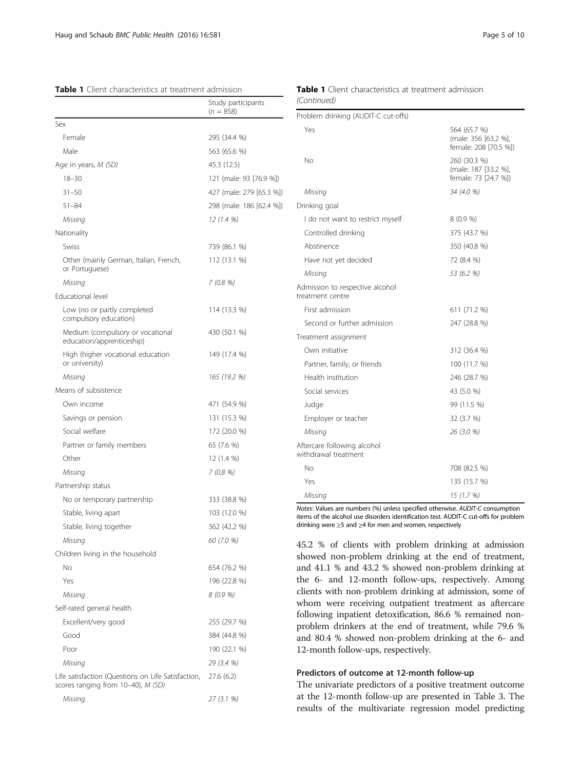**Table 1** Client characteristics at treatment admission

| | Study participants ($n$ = 858) |
|---|---|
| Sex | |
| Female | 295 (34.4 %) |
| Male | 563 (65.6 %) |
| Age in years, *M (SD)* | 45.3 (12.5) |
| 18–30 | 121 (male: 93 [76.9 %]) |
| 31–50 | 427 (male: 279 [65.3 %]) |
| 51–84 | 298 (male: 186 [62.4 %]) |
| *Missing* | *12 (1.4 %)* |
| Nationality | |
| Swiss | 739 (86.1 %) |
| Other (mainly German, Italian, French, or Portuguese) | 112 (13.1 %) |
| *Missing* | *7 (0.8 %)* |
| Educational level | |
| Low (no or partly completed compulsory education) | 114 (13.3 %) |
| Medium (compulsory or vocational education/apprenticeship) | 430 (50.1 %) |
| High (higher vocational education or university) | 149 (17.4 %) |
| *Missing* | *165 (19.2 %)* |
| Means of subsistence | |
| Own income | 471 (54.9 %) |
| Savings or pension | 131 (15.3 %) |
| Social welfare | 172 (20.0 %) |
| Partner or family members | 65 (7.6 %) |
| Other | 12 (1.4 %) |
| *Missing* | *7 (0.8 %)* |
| Partnership status | |
| No or temporary partnership | 333 (38.8 %) |
| Stable, living apart | 103 (12.0 %) |
| Stable, living together | 362 (42.2 %) |
| *Missing* | *60 (7.0 %)* |
| Children living in the household | |
| No | 654 (76.2 %) |
| Yes | 196 (22.8 %) |
| *Missing* | *8 (0.9 %)* |
| Self-rated general health | |
| Excellent/very good | 255 (29.7 %) |
| Good | 384 (44.8 %) |
| Poor | 190 (22.1 %) |
| *Missing* | *29 (3.4 %)* |
| Life satisfaction (Questions on Life Satisfaction, scores ranging from 10–40), *M (SD)* | 27.6 (6.2) |
| *Missing* | *27 (3.1 %)* |
| Problem drinking (AUDIT-C cut-offs) | |
| Yes | 564 (65.7 %) (male: 356 [63.2 %], female: 208 [70.5 %]) |
| No | 260 (30.3 %) (male: 187 [33.2 %], female: 73 [24.7 %]) |
| *Missing* | *34 (4.0 %)* |
| Drinking goal | |
| I do not want to restrict myself | 8 (0.9 %) |
| Controlled drinking | 375 (43.7 %) |
| Abstinence | 350 (40.8 %) |
| Have not yet decided | 72 (8.4 %) |
| *Missing* | *53 (6.2 %)* |
| Admission to respective alcohol treatment centre | |
| First admission | 611 (71.2 %) |
| Second or further admission | 247 (28.8 %) |
| Treatment assignment | |
| Own initiative | 312 (36.4 %) |
| Partner, family, or friends | 100 (11.7 %) |
| Health institution | 246 (28.7 %) |
| Social services | 43 (5.0 %) |
| Judge | 99 (11.5 %) |
| Employer or teacher | 32 (3.7 %) |
| *Missing* | *26 (3.0 %)* |
| Aftercare following alcohol withdrawal treatment | |
| No | 708 (82.5 %) |
| Yes | 135 (15.7 %) |
| *Missing* | *15 (1.7 %)* |

*Notes:* Values are numbers (%) unless specified otherwise. *AUDIT-C* consumption items of the alcohol use disorders identification test. AUDIT-C cut-offs for problem drinking were ≥5 and ≥4 for men and women, respectively

45.2 % of clients with problem drinking at admission showed non-problem drinking at the end of treatment, and 41.1 % and 43.2 % showed non-problem drinking at the 6- and 12-month follow-ups, respectively. Among clients with non-problem drinking at admission, some of whom were receiving outpatient treatment as aftercare following inpatient detoxification, 86.6 % remained non-problem drinkers at the end of treatment, while 79.6 % and 80.4 % showed non-problem drinking at the 6- and 12-month follow-ups, respectively.

### Predictors of outcome at 12-month follow-up

The univariate predictors of a positive treatment outcome at the 12-month follow-up are presented in Table 3. The results of the multivariate regression model predicting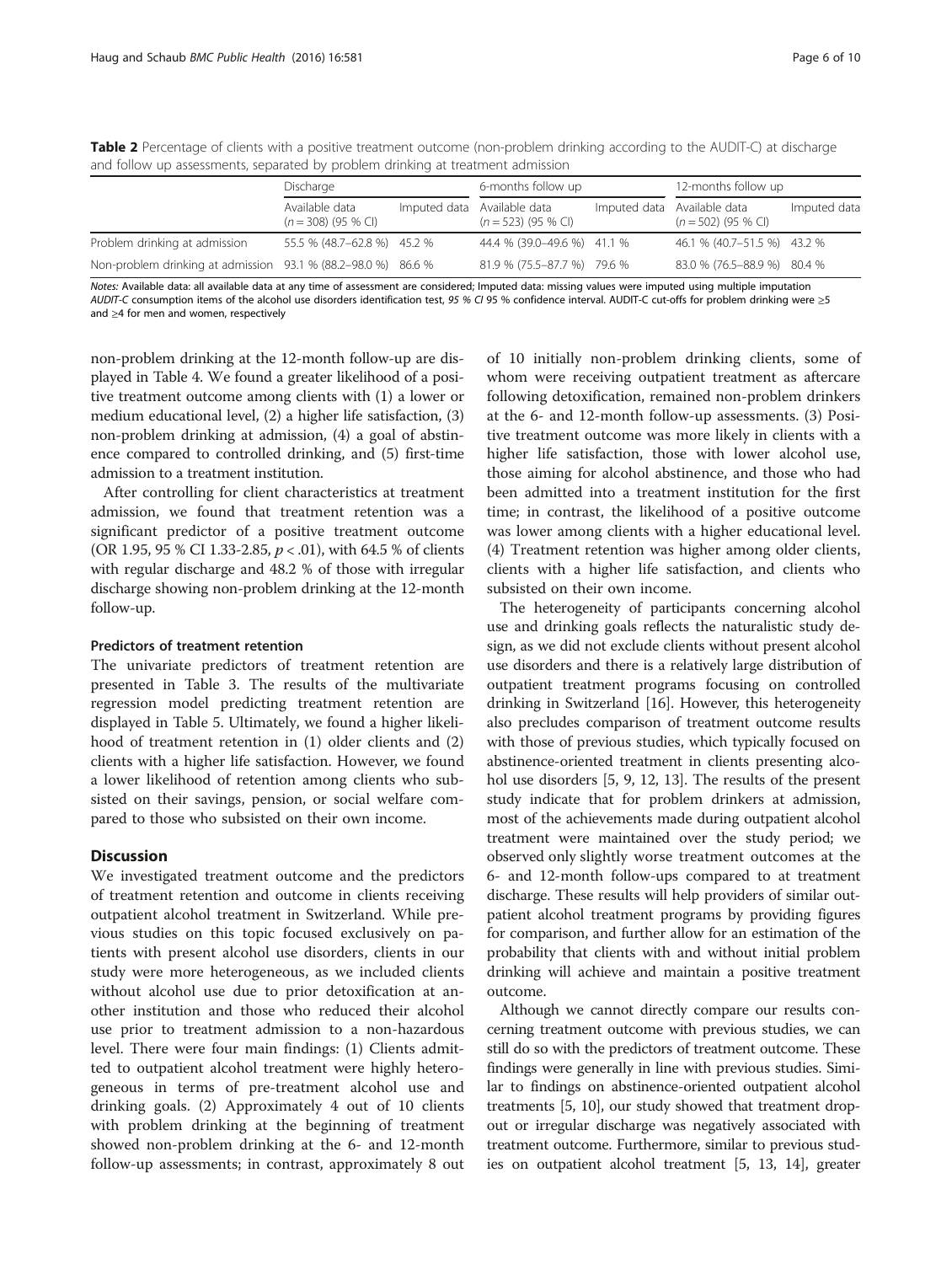**Table 2** Percentage of clients with a positive treatment outcome (non-problem drinking according to the AUDIT-C) at discharge and follow up assessments, separated by problem drinking at treatment admission

| | Discharge | | 6-months follow up | | 12-months follow up | |
|---|---|---|---|---|---|---|
| | Available data ($n = 308$) (95 % CI) | Imputed data | Available data ($n = 523$) (95 % CI) | Imputed data | Available data ($n = 502$) (95 % CI) | Imputed data |
| Problem drinking at admission | 55.5 % (48.7–62.8 %) | 45.2 % | 44.4 % (39.0–49.6 %) | 41.1 % | 46.1 % (40.7–51.5 %) | 43.2 % |
| Non-problem drinking at admission | 93.1 % (88.2–98.0 %) | 86.6 % | 81.9 % (75.5–87.7 %) | 79.6 % | 83.0 % (76.5–88.9 %) | 80.4 % |

*Notes:* Available data: all available data at any time of assessment are considered; Imputed data: missing values were imputed using multiple imputation
*AUDIT-C* consumption items of the alcohol use disorders identification test, *95 % CI* 95 % confidence interval. AUDIT-C cut-offs for problem drinking were ≥5 and ≥4 for men and women, respectively

non-problem drinking at the 12-month follow-up are displayed in Table 4. We found a greater likelihood of a positive treatment outcome among clients with (1) a lower or medium educational level, (2) a higher life satisfaction, (3) non-problem drinking at admission, (4) a goal of abstinence compared to controlled drinking, and (5) first-time admission to a treatment institution.

After controlling for client characteristics at treatment admission, we found that treatment retention was a significant predictor of a positive treatment outcome (OR 1.95, 95 % CI 1.33-2.85, $p < .01$), with 64.5 % of clients with regular discharge and 48.2 % of those with irregular discharge showing non-problem drinking at the 12-month follow-up.

#### Predictors of treatment retention

The univariate predictors of treatment retention are presented in Table 3. The results of the multivariate regression model predicting treatment retention are displayed in Table 5. Ultimately, we found a higher likelihood of treatment retention in (1) older clients and (2) clients with a higher life satisfaction. However, we found a lower likelihood of retention among clients who subsisted on their savings, pension, or social welfare compared to those who subsisted on their own income.

## Discussion

We investigated treatment outcome and the predictors of treatment retention and outcome in clients receiving outpatient alcohol treatment in Switzerland. While previous studies on this topic focused exclusively on patients with present alcohol use disorders, clients in our study were more heterogeneous, as we included clients without alcohol use due to prior detoxification at another institution and those who reduced their alcohol use prior to treatment admission to a non-hazardous level. There were four main findings: (1) Clients admitted to outpatient alcohol treatment were highly heterogeneous in terms of pre-treatment alcohol use and drinking goals. (2) Approximately 4 out of 10 clients with problem drinking at the beginning of treatment showed non-problem drinking at the 6- and 12-month follow-up assessments; in contrast, approximately 8 out of 10 initially non-problem drinking clients, some of whom were receiving outpatient treatment as aftercare following detoxification, remained non-problem drinkers at the 6- and 12-month follow-up assessments. (3) Positive treatment outcome was more likely in clients with a higher life satisfaction, those with lower alcohol use, those aiming for alcohol abstinence, and those who had been admitted into a treatment institution for the first time; in contrast, the likelihood of a positive outcome was lower among clients with a higher educational level. (4) Treatment retention was higher among older clients, clients with a higher life satisfaction, and clients who subsisted on their own income.

The heterogeneity of participants concerning alcohol use and drinking goals reflects the naturalistic study design, as we did not exclude clients without present alcohol use disorders and there is a relatively large distribution of outpatient treatment programs focusing on controlled drinking in Switzerland [16]. However, this heterogeneity also precludes comparison of treatment outcome results with those of previous studies, which typically focused on abstinence-oriented treatment in clients presenting alcohol use disorders [5, 9, 12, 13]. The results of the present study indicate that for problem drinkers at admission, most of the achievements made during outpatient alcohol treatment were maintained over the study period; we observed only slightly worse treatment outcomes at the 6- and 12-month follow-ups compared to at treatment discharge. These results will help providers of similar outpatient alcohol treatment programs by providing figures for comparison, and further allow for an estimation of the probability that clients with and without initial problem drinking will achieve and maintain a positive treatment outcome.

Although we cannot directly compare our results concerning treatment outcome with previous studies, we can still do so with the predictors of treatment outcome. These findings were generally in line with previous studies. Similar to findings on abstinence-oriented outpatient alcohol treatments [5, 10], our study showed that treatment dropout or irregular discharge was negatively associated with treatment outcome. Furthermore, similar to previous studies on outpatient alcohol treatment [5, 13, 14], greater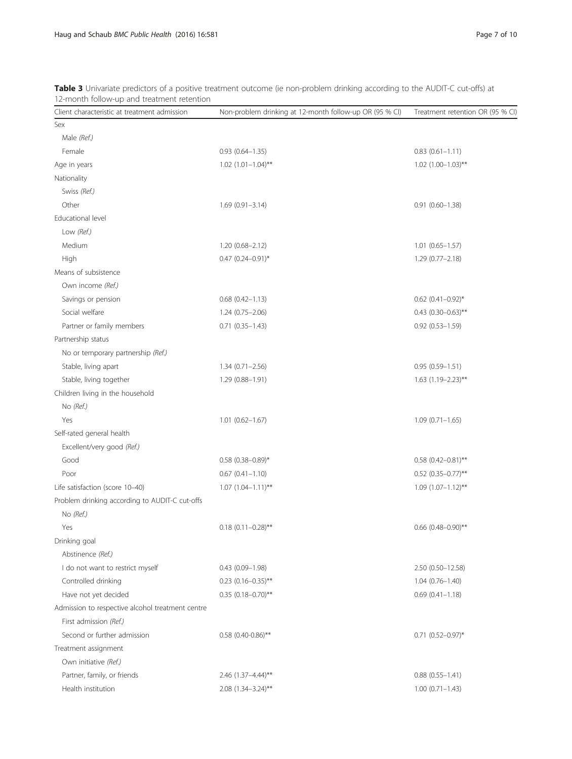**Table 3** Univariate predictors of a positive treatment outcome (ie non-problem drinking according to the AUDIT-C cut-offs) at 12-month follow-up and treatment retention

| Client characteristic at treatment admission | Non-problem drinking at 12-month follow-up OR (95 % CI) | Treatment retention OR (95 % CI) |
|---|---|---|
| Sex | | |
| Male *(Ref.)* | | |
| Female | 0.93 (0.64–1.35) | 0.83 (0.61–1.11) |
| Age in years | 1.02 (1.01–1.04)** | 1.02 (1.00–1.03)** |
| Nationality | | |
| Swiss *(Ref.)* | | |
| Other | 1.69 (0.91–3.14) | 0.91 (0.60–1.38) |
| Educational level | | |
| Low *(Ref.)* | | |
| Medium | 1.20 (0.68–2.12) | 1.01 (0.65–1.57) |
| High | 0.47 (0.24–0.91)* | 1.29 (0.77–2.18) |
| Means of subsistence | | |
| Own income *(Ref.)* | | |
| Savings or pension | 0.68 (0.42–1.13) | 0.62 (0.41–0.92)* |
| Social welfare | 1.24 (0.75–2.06) | 0.43 (0.30–0.63)** |
| Partner or family members | 0.71 (0.35–1.43) | 0.92 (0.53–1.59) |
| Partnership status | | |
| No or temporary partnership *(Ref.)* | | |
| Stable, living apart | 1.34 (0.71–2.56) | 0.95 (0.59–1.51) |
| Stable, living together | 1.29 (0.88–1.91) | 1.63 (1.19–2.23)** |
| Children living in the household | | |
| No *(Ref.)* | | |
| Yes | 1.01 (0.62–1.67) | 1.09 (0.71–1.65) |
| Self-rated general health | | |
| Excellent/very good *(Ref.)* | | |
| Good | 0.58 (0.38–0.89)* | 0.58 (0.42–0.81)** |
| Poor | 0.67 (0.41–1.10) | 0.52 (0.35–0.77)** |
| Life satisfaction (score 10–40) | 1.07 (1.04–1.11)** | 1.09 (1.07–1.12)** |
| Problem drinking according to AUDIT-C cut-offs | | |
| No *(Ref.)* | | |
| Yes | 0.18 (0.11–0.28)** | 0.66 (0.48–0.90)** |
| Drinking goal | | |
| Abstinence *(Ref.)* | | |
| I do not want to restrict myself | 0.43 (0.09–1.98) | 2.50 (0.50–12.58) |
| Controlled drinking | 0.23 (0.16–0.35)** | 1.04 (0.76–1.40) |
| Have not yet decided | 0.35 (0.18–0.70)** | 0.69 (0.41–1.18) |
| Admission to respective alcohol treatment centre | | |
| First admission *(Ref.)* | | |
| Second or further admission | 0.58 (0.40-0.86)** | 0.71 (0.52–0.97)* |
| Treatment assignment | | |
| Own initiative *(Ref.)* | | |
| Partner, family, or friends | 2.46 (1.37–4.44)** | 0.88 (0.55–1.41) |
| Health institution | 2.08 (1.34–3.24)** | 1.00 (0.71–1.43) |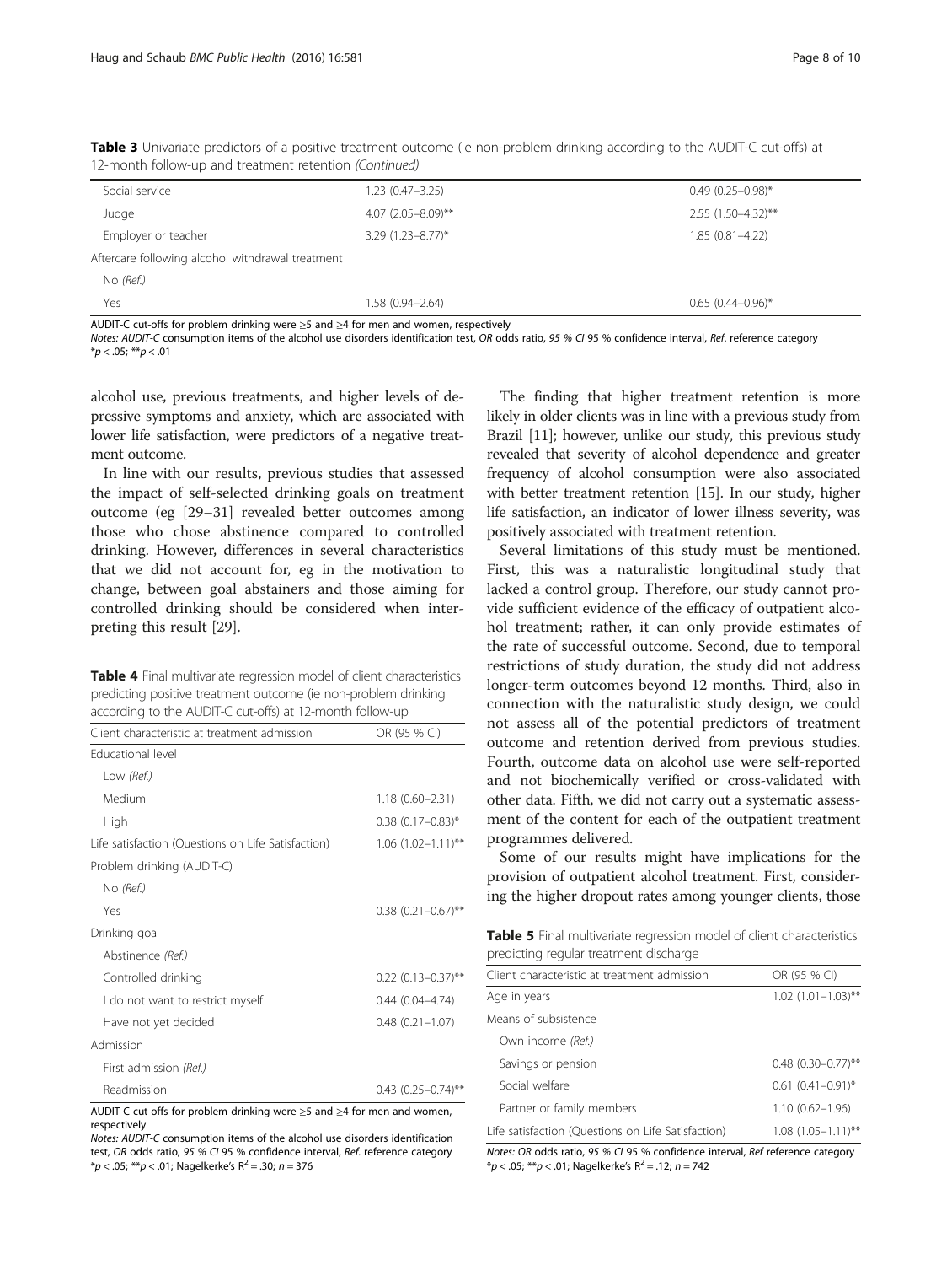**Table 3** Univariate predictors of a positive treatment outcome (ie non-problem drinking according to the AUDIT-C cut-offs) at 12-month follow-up and treatment retention *(Continued)*

| | | |
|---|---|---|
| Social service | 1.23 (0.47–3.25) | 0.49 (0.25–0.98)* |
| Judge | 4.07 (2.05–8.09)** | 2.55 (1.50–4.32)** |
| Employer or teacher | 3.29 (1.23–8.77)* | 1.85 (0.81–4.22) |
| Aftercare following alcohol withdrawal treatment | | |
| No *(Ref.)* | | |
| Yes | 1.58 (0.94–2.64) | 0.65 (0.44–0.96)* |

AUDIT-C cut-offs for problem drinking were ≥5 and ≥4 for men and women, respectively
*Notes: AUDIT-C* consumption items of the alcohol use disorders identification test, *OR* odds ratio, *95 % CI* 95 % confidence interval, *Ref.* reference category
*p < .05; **p < .01

alcohol use, previous treatments, and higher levels of depressive symptoms and anxiety, which are associated with lower life satisfaction, were predictors of a negative treatment outcome.

In line with our results, previous studies that assessed the impact of self-selected drinking goals on treatment outcome (eg [29–31] revealed better outcomes among those who chose abstinence compared to controlled drinking. However, differences in several characteristics that we did not account for, eg in the motivation to change, between goal abstainers and those aiming for controlled drinking should be considered when interpreting this result [29].

**Table 4** Final multivariate regression model of client characteristics predicting positive treatment outcome (ie non-problem drinking according to the AUDIT-C cut-offs) at 12-month follow-up

| Client characteristic at treatment admission | OR (95 % CI) |
|---|---|
| Educational level | |
| Low *(Ref.)* | |
| Medium | 1.18 (0.60–2.31) |
| High | 0.38 (0.17–0.83)* |
| Life satisfaction (Questions on Life Satisfaction) | 1.06 (1.02–1.11)** |
| Problem drinking (AUDIT-C) | |
| No *(Ref.)* | |
| Yes | 0.38 (0.21–0.67)** |
| Drinking goal | |
| Abstinence *(Ref.)* | |
| Controlled drinking | 0.22 (0.13–0.37)** |
| I do not want to restrict myself | 0.44 (0.04–4.74) |
| Have not yet decided | 0.48 (0.21–1.07) |
| Admission | |
| First admission *(Ref.)* | |
| Readmission | 0.43 (0.25–0.74)** |

AUDIT-C cut-offs for problem drinking were ≥5 and ≥4 for men and women, respectively
*Notes: AUDIT-C* consumption items of the alcohol use disorders identification test, *OR* odds ratio, *95 % CI* 95 % confidence interval, *Ref.* reference category
*p < .05; **p < .01; Nagelkerke's $R^2 = .30$; $n = 376$

The finding that higher treatment retention is more likely in older clients was in line with a previous study from Brazil [11]; however, unlike our study, this previous study revealed that severity of alcohol dependence and greater frequency of alcohol consumption were also associated with better treatment retention [15]. In our study, higher life satisfaction, an indicator of lower illness severity, was positively associated with treatment retention.

Several limitations of this study must be mentioned. First, this was a naturalistic longitudinal study that lacked a control group. Therefore, our study cannot provide sufficient evidence of the efficacy of outpatient alcohol treatment; rather, it can only provide estimates of the rate of successful outcome. Second, due to temporal restrictions of study duration, the study did not address longer-term outcomes beyond 12 months. Third, also in connection with the naturalistic study design, we could not assess all of the potential predictors of treatment outcome and retention derived from previous studies. Fourth, outcome data on alcohol use were self-reported and not biochemically verified or cross-validated with other data. Fifth, we did not carry out a systematic assessment of the content for each of the outpatient treatment programmes delivered.

Some of our results might have implications for the provision of outpatient alcohol treatment. First, considering the higher dropout rates among younger clients, those

**Table 5** Final multivariate regression model of client characteristics predicting regular treatment discharge

| Client characteristic at treatment admission | OR (95 % CI) |
|---|---|
| Age in years | 1.02 (1.01–1.03)** |
| Means of subsistence | |
| Own income *(Ref.)* | |
| Savings or pension | 0.48 (0.30–0.77)** |
| Social welfare | 0.61 (0.41–0.91)* |
| Partner or family members | 1.10 (0.62–1.96) |
| Life satisfaction (Questions on Life Satisfaction) | 1.08 (1.05–1.11)** |

*Notes: OR* odds ratio, *95 % CI* 95 % confidence interval, *Ref* reference category
*p < .05; **p < .01; Nagelkerke's $R^2 = .12$; $n = 742$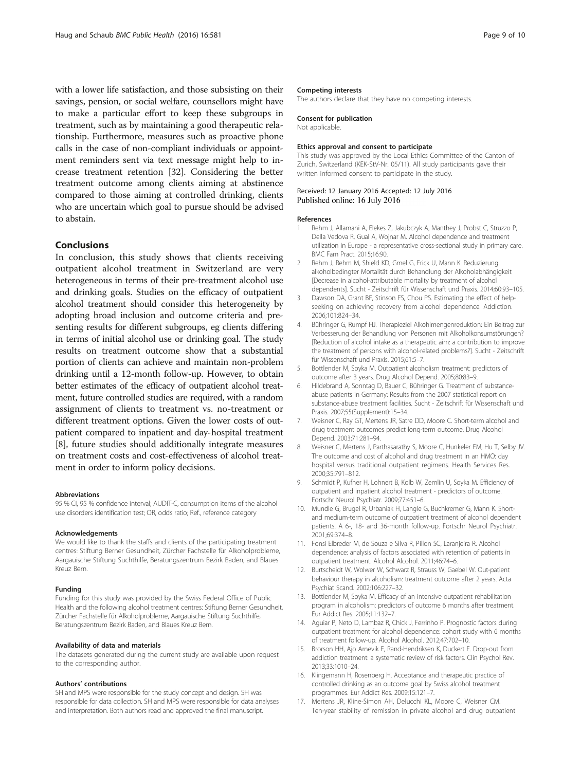with a lower life satisfaction, and those subsisting on their savings, pension, or social welfare, counsellors might have to make a particular effort to keep these subgroups in treatment, such as by maintaining a good therapeutic relationship. Furthermore, measures such as proactive phone calls in the case of non-compliant individuals or appointment reminders sent via text message might help to increase treatment retention [32]. Considering the better treatment outcome among clients aiming at abstinence compared to those aiming at controlled drinking, clients who are uncertain which goal to pursue should be advised to abstain.

## Conclusions

In conclusion, this study shows that clients receiving outpatient alcohol treatment in Switzerland are very heterogeneous in terms of their pre-treatment alcohol use and drinking goals. Studies on the efficacy of outpatient alcohol treatment should consider this heterogeneity by adopting broad inclusion and outcome criteria and presenting results for different subgroups, eg clients differing in terms of initial alcohol use or drinking goal. The study results on treatment outcome show that a substantial portion of clients can achieve and maintain non-problem drinking until a 12-month follow-up. However, to obtain better estimates of the efficacy of outpatient alcohol treatment, future controlled studies are required, with a random assignment of clients to treatment vs. no-treatment or different treatment options. Given the lower costs of outpatient compared to inpatient and day-hospital treatment [8], future studies should additionally integrate measures on treatment costs and cost-effectiveness of alcohol treatment in order to inform policy decisions.

#### Abbreviations

95 % CI, 95 % confidence interval; AUDIT-C, consumption items of the alcohol use disorders identification test; OR, odds ratio; Ref., reference category

#### Acknowledgements

We would like to thank the staffs and clients of the participating treatment centres: Stiftung Berner Gesundheit, Zürcher Fachstelle für Alkoholprobleme, Aargauische Stiftung Suchthilfe, Beratungszentrum Bezirk Baden, and Blaues Kreuz Bern.

#### Funding

Funding for this study was provided by the Swiss Federal Office of Public Health and the following alcohol treatment centres: Stiftung Berner Gesundheit, Zürcher Fachstelle für Alkoholprobleme, Aargauische Stiftung Suchthilfe, Beratungszentrum Bezirk Baden, and Blaues Kreuz Bern.

#### Availability of data and materials

The datasets generated during the current study are available upon request to the corresponding author.

#### Authors' contributions

SH and MPS were responsible for the study concept and design. SH was responsible for data collection. SH and MPS were responsible for data analyses and interpretation. Both authors read and approved the final manuscript.

#### Competing interests

The authors declare that they have no competing interests.

#### Consent for publication

Not applicable.

#### Ethics approval and consent to participate

This study was approved by the Local Ethics Committee of the Canton of Zurich, Switzerland (KEK-StV-Nr. 05/11). All study participants gave their written informed consent to participate in the study.

Received: 12 January 2016 Accepted: 12 July 2016
Published online: 16 July 2016

#### References

1. Rehm J, Allamani A, Elekes Z, Jakubczyk A, Manthey J, Probst C, Struzzo P, Della Vedova R, Gual A, Wojnar M. Alcohol dependence and treatment utilization in Europe - a representative cross-sectional study in primary care. BMC Fam Pract. 2015;16:90.
2. Rehm J, Rehm M, Shield KD, Gmel G, Frick U, Mann K. Reduzierung alkoholbedingter Mortalität durch Behandlung der Alkoholabhängigkeit [Decrease in alcohol-attributable mortality by treatment of alcohol dependents]. Sucht - Zeitschrift für Wissenschaft und Praxis. 2014;60:93–105.
3. Dawson DA, Grant BF, Stinson FS, Chou PS. Estimating the effect of help-seeking on achieving recovery from alcohol dependence. Addiction. 2006;101:824–34.
4. Bühringer G, Rumpf HJ. Therapieziel Alkohlmengenreduktion: Ein Beitrag zur Verbesserung der Behandlung von Personen mit Alkoholkonsumstörungen? [Reduction of alcohol intake as a therapeutic aim: a contribution to improve the treatment of persons with alcohol-related problems?]. Sucht - Zeitschrift für Wissenschaft und Praxis. 2015;61:5–7.
5. Bottlender M, Soyka M. Outpatient alcoholism treatment: predictors of outcome after 3 years. Drug Alcohol Depend. 2005;80:83–9.
6. Hildebrand A, Sonntag D, Bauer C, Bühringer G. Treatment of substance-abuse patients in Germany: Results from the 2007 statistical report on substance-abuse treatment facilities. Sucht - Zeitschrift für Wissenschaft und Praxis. 2007;55(Supplement):15–34.
7. Weisner C, Ray GT, Mertens JR, Satre DD, Moore C. Short-term alcohol and drug treatment outcomes predict long-term outcome. Drug Alcohol Depend. 2003;71:281–94.
8. Weisner C, Mertens J, Parthasarathy S, Moore C, Hunkeler EM, Hu T, Selby JV. The outcome and cost of alcohol and drug treatment in an HMO: day hospital versus traditional outpatient regimens. Health Services Res. 2000;35:791–812.
9. Schmidt P, Kufner H, Lohnert B, Kolb W, Zemlin U, Soyka M. Efficiency of outpatient and inpatient alcohol treatment - predictors of outcome. Fortschr Neurol Psychiatr. 2009;77:451–6.
10. Mundle G, Brugel R, Urbaniak H, Langle G, Buchkremer G, Mann K. Short- and medium-term outcome of outpatient treatment of alcohol dependent patients. A 6-, 18- and 36-month follow-up. Fortschr Neurol Psychiatr. 2001;69:374–8.
11. Fonsi Elbreder M, de Souza e Silva R, Pillon SC, Laranjeira R. Alcohol dependence: analysis of factors associated with retention of patients in outpatient treatment. Alcohol Alcohol. 2011;46:74–6.
12. Burtscheidt W, Wolwer W, Schwarz R, Strauss W, Gaebel W. Out-patient behaviour therapy in alcoholism: treatment outcome after 2 years. Acta Psychiat Scand. 2002;106:227–32.
13. Bottlender M, Soyka M. Efficacy of an intensive outpatient rehabilitation program in alcoholism: predictors of outcome 6 months after treatment. Eur Addict Res. 2005;11:132–7.
14. Aguiar P, Neto D, Lambaz R, Chick J, Ferrinho P. Prognostic factors during outpatient treatment for alcohol dependence: cohort study with 6 months of treatment follow-up. Alcohol Alcohol. 2012;47:702–10.
15. Brorson HH, Ajo Arnevik E, Rand-Hendriksen K, Duckert F. Drop-out from addiction treatment: a systematic review of risk factors. Clin Psychol Rev. 2013;33:1010–24.
16. Klingemann H, Rosenberg H. Acceptance and therapeutic practice of controlled drinking as an outcome goal by Swiss alcohol treatment programmes. Eur Addict Res. 2009;15:121–7.
17. Mertens JR, Kline-Simon AH, Delucchi KL, Moore C, Weisner CM. Ten-year stability of remission in private alcohol and drug outpatient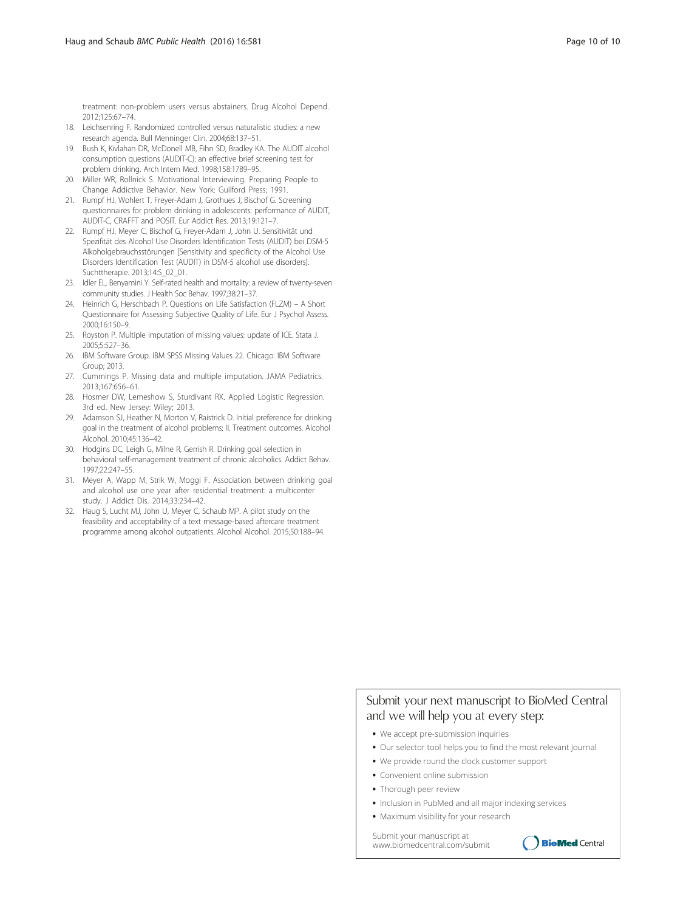treatment: non-problem users versus abstainers. Drug Alcohol Depend. 2012;125:67–74.

18. Leichsenring F. Randomized controlled versus naturalistic studies: a new research agenda. Bull Menninger Clin. 2004;68:137–51.
19. Bush K, Kivlahan DR, McDonell MB, Fihn SD, Bradley KA. The AUDIT alcohol consumption questions (AUDIT-C): an effective brief screening test for problem drinking. Arch Intern Med. 1998;158:1789–95.
20. Miller WR, Rollnick S. Motivational Interviewing. Preparing People to Change Addictive Behavior. New York: Guilford Press; 1991.
21. Rumpf HJ, Wohlert T, Freyer-Adam J, Grothues J, Bischof G. Screening questionnaires for problem drinking in adolescents: performance of AUDIT, AUDIT-C, CRAFFT and POSIT. Eur Addict Res. 2013;19:121–7.
22. Rumpf HJ, Meyer C, Bischof G, Freyer-Adam J, John U. Sensitivität und Spezifität des Alcohol Use Disorders Identification Tests (AUDIT) bei DSM-5 Alkoholgebrauchsstörungen [Sensitivity and specificity of the Alcohol Use Disorders Identification Test (AUDIT) in DSM-5 alcohol use disorders]. Suchttherapie. 2013;14:S_02_01.
23. Idler EL, Benyamini Y. Self-rated health and mortality: a review of twenty-seven community studies. J Health Soc Behav. 1997;38:21–37.
24. Heinrich G, Herschbach P. Questions on Life Satisfaction (FLZM) – A Short Questionnaire for Assessing Subjective Quality of Life. Eur J Psychol Assess. 2000;16:150–9.
25. Royston P. Multiple imputation of missing values: update of ICE. Stata J. 2005;5:527–36.
26. IBM Software Group. IBM SPSS Missing Values 22. Chicago: IBM Software Group; 2013.
27. Cummings P. Missing data and multiple imputation. JAMA Pediatrics. 2013;167:656–61.
28. Hosmer DW, Lemeshow S, Sturdivant RX. Applied Logistic Regression. 3rd ed. New Jersey: Wiley; 2013.
29. Adamson SJ, Heather N, Morton V, Raistrick D. Initial preference for drinking goal in the treatment of alcohol problems: II. Treatment outcomes. Alcohol Alcohol. 2010;45:136–42.
30. Hodgins DC, Leigh G, Milne R, Gerrish R. Drinking goal selection in behavioral self-management treatment of chronic alcoholics. Addict Behav. 1997;22:247–55.
31. Meyer A, Wapp M, Strik W, Moggi F. Association between drinking goal and alcohol use one year after residential treatment: a multicenter study. J Addict Dis. 2014;33:234–42.
32. Haug S, Lucht MJ, John U, Meyer C, Schaub MP. A pilot study on the feasibility and acceptability of a text message-based aftercare treatment programme among alcohol outpatients. Alcohol Alcohol. 2015;50:188–94.

Submit your next manuscript to BioMed Central and we will help you at every step:

- We accept pre-submission inquiries
- Our selector tool helps you to find the most relevant journal
- We provide round the clock customer support
- Convenient online submission
- Thorough peer review
- Inclusion in PubMed and all major indexing services
- Maximum visibility for your research

Submit your manuscript at
www.biomedcentral.com/submit

BioMed Central